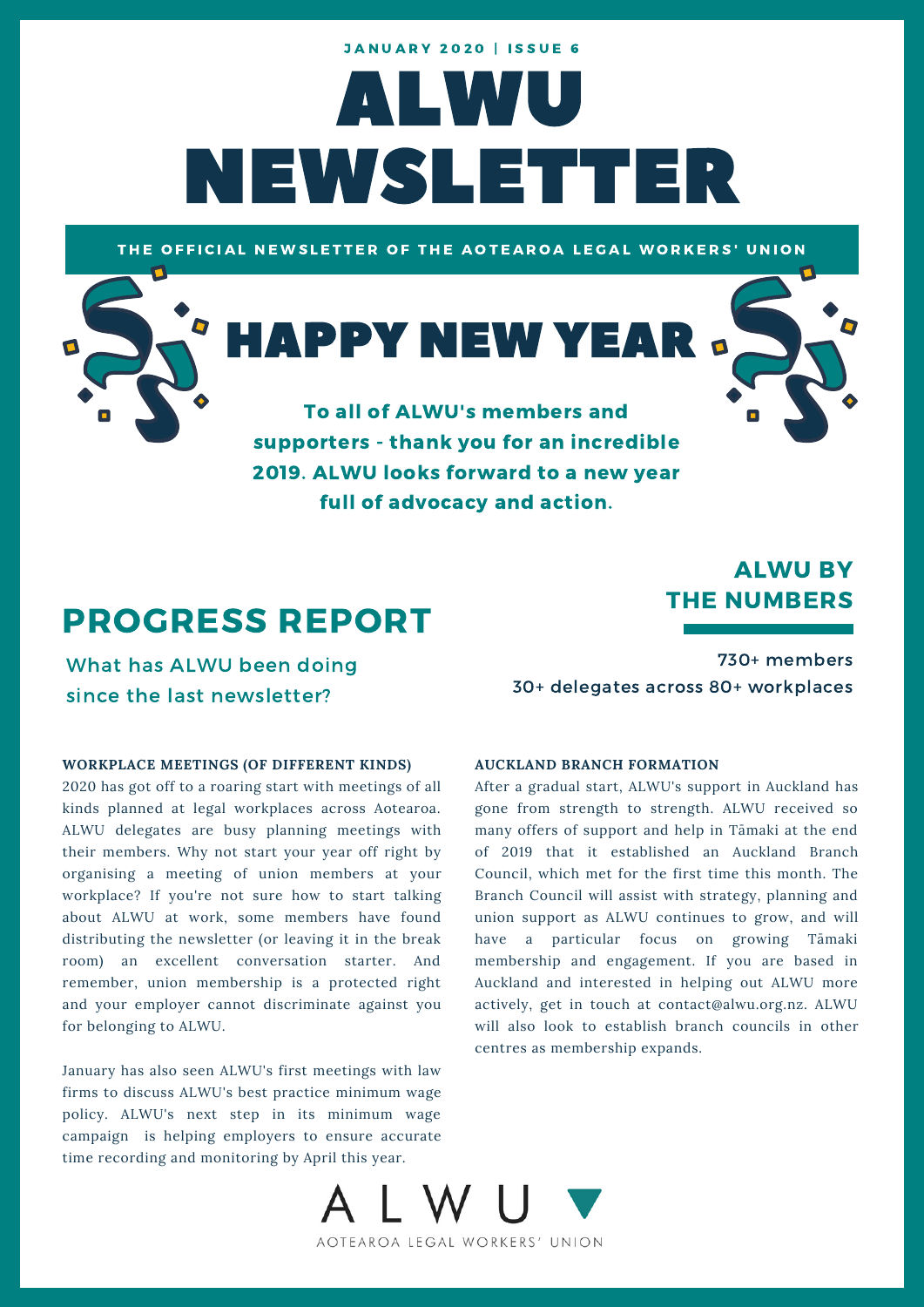JANUARY 2020 | ISSUE 6

# ALWU NEWSLETTER

THE OFFICIAL NEWSLETTER OF THE AOTEAROA LEGAL WORKERS' UNION

## HAPPY NEW YEAR

**To all of ALWU's members and supporters - thank you for an incredible 2019. ALWU looks forward to a new year full of advocacy and action.**

## PROGRESS REPORT

What has ALWU been doing since the last newsletter?

### ALWU BY THE NUMBERS

730+ members
30+ delegates across 80+ workplaces

### WORKPLACE MEETINGS (OF DIFFERENT KINDS)

2020 has got off to a roaring start with meetings of all kinds planned at legal workplaces across Aotearoa. ALWU delegates are busy planning meetings with their members. Why not start your year off right by organising a meeting of union members at your workplace? If you're not sure how to start talking about ALWU at work, some members have found distributing the newsletter (or leaving it in the break room) an excellent conversation starter. And remember, union membership is a protected right and your employer cannot discriminate against you for belonging to ALWU.

January has also seen ALWU's first meetings with law firms to discuss ALWU's best practice minimum wage policy. ALWU's next step in its minimum wage campaign is helping employers to ensure accurate time recording and monitoring by April this year.

### AUCKLAND BRANCH FORMATION

After a gradual start, ALWU's support in Auckland has gone from strength to strength. ALWU received so many offers of support and help in Tāmaki at the end of 2019 that it established an Auckland Branch Council, which met for the first time this month. The Branch Council will assist with strategy, planning and union support as ALWU continues to grow, and will have a particular focus on growing Tāmaki membership and engagement. If you are based in Auckland and interested in helping out ALWU more actively, get in touch at contact@alwu.org.nz. ALWU will also look to establish branch councils in other centres as membership expands.

ALWU
AOTEAROA LEGAL WORKERS' UNION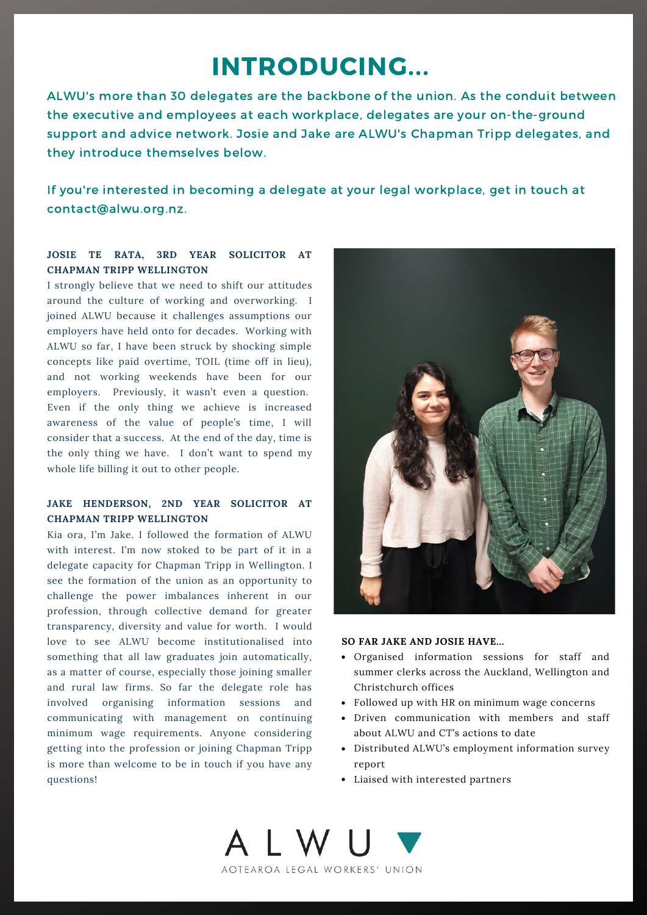# INTRODUCING...

ALWU's more than 30 delegates are the backbone of the union. As the conduit between the executive and employees at each workplace, delegates are your on-the-ground support and advice network. Josie and Jake are ALWU's Chapman Tripp delegates, and they introduce themselves below.

If you're interested in becoming a delegate at your legal workplace, get in touch at contact@alwu.org.nz.

**JOSIE TE RATA, 3RD YEAR SOLICITOR AT CHAPMAN TRIPP WELLINGTON**

I strongly believe that we need to shift our attitudes around the culture of working and overworking. I joined ALWU because it challenges assumptions our employers have held onto for decades. Working with ALWU so far, I have been struck by shocking simple concepts like paid overtime, TOIL (time off in lieu), and not working weekends have been for our employers. Previously, it wasn't even a question. Even if the only thing we achieve is increased awareness of the value of people's time, I will consider that a success. At the end of the day, time is the only thing we have. I don't want to spend my whole life billing it out to other people.

**JAKE HENDERSON, 2ND YEAR SOLICITOR AT CHAPMAN TRIPP WELLINGTON**

Kia ora, I'm Jake. I followed the formation of ALWU with interest. I'm now stoked to be part of it in a delegate capacity for Chapman Tripp in Wellington. I see the formation of the union as an opportunity to challenge the power imbalances inherent in our profession, through collective demand for greater transparency, diversity and value for worth. I would love to see ALWU become institutionalised into something that all law graduates join automatically, as a matter of course, especially those joining smaller and rural law firms. So far the delegate role has involved organising information sessions and communicating with management on continuing minimum wage requirements. Anyone considering getting into the profession or joining Chapman Tripp is more than welcome to be in touch if you have any questions!

**SO FAR JAKE AND JOSIE HAVE...**

- Organised information sessions for staff and summer clerks across the Auckland, Wellington and Christchurch offices
- Followed up with HR on minimum wage concerns
- Driven communication with members and staff about ALWU and CT's actions to date
- Distributed ALWU's employment information survey report
- Liaised with interested partners

ALWU

AOTEAROA LEGAL WORKERS' UNION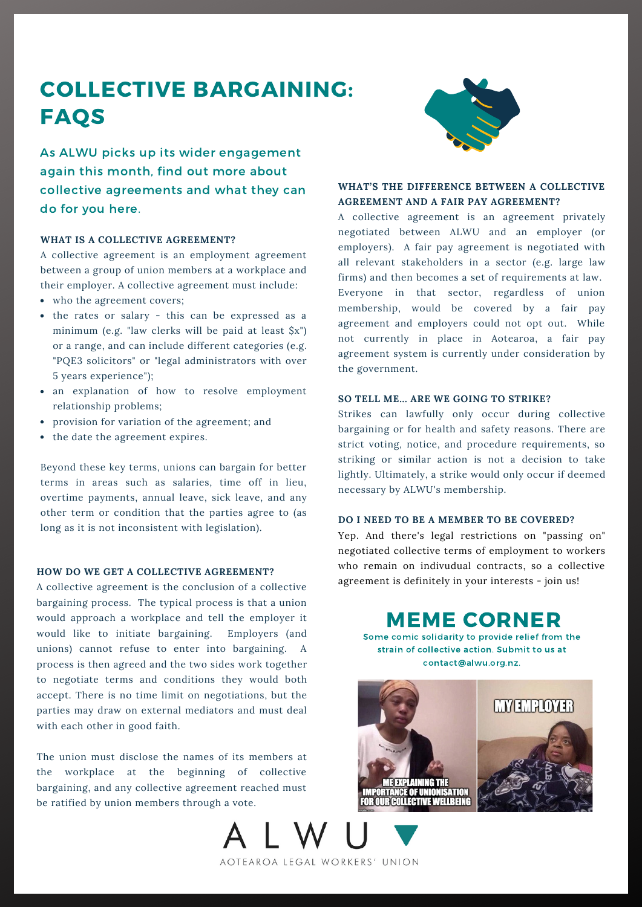# COLLECTIVE BARGAINING: FAQS

As ALWU picks up its wider engagement again this month, find out more about collective agreements and what they can do for you here.

### WHAT IS A COLLECTIVE AGREEMENT?

A collective agreement is an employment agreement between a group of union members at a workplace and their employer. A collective agreement must include:

- who the agreement covers;
- the rates or salary - this can be expressed as a minimum (e.g. "law clerks will be paid at least $x") or a range, and can include different categories (e.g. "PQE3 solicitors" or "legal administrators with over 5 years experience");
- an explanation of how to resolve employment relationship problems;
- provision for variation of the agreement; and
- the date the agreement expires.

Beyond these key terms, unions can bargain for better terms in areas such as salaries, time off in lieu, overtime payments, annual leave, sick leave, and any other term or condition that the parties agree to (as long as it is not inconsistent with legislation).

### HOW DO WE GET A COLLECTIVE AGREEMENT?

A collective agreement is the conclusion of a collective bargaining process. The typical process is that a union would approach a workplace and tell the employer it would like to initiate bargaining. Employers (and unions) cannot refuse to enter into bargaining. A process is then agreed and the two sides work together to negotiate terms and conditions they would both accept. There is no time limit on negotiations, but the parties may draw on external mediators and must deal with each other in good faith.

The union must disclose the names of its members at the workplace at the beginning of collective bargaining, and any collective agreement reached must be ratified by union members through a vote.

### WHAT'S THE DIFFERENCE BETWEEN A COLLECTIVE AGREEMENT AND A FAIR PAY AGREEMENT?

A collective agreement is an agreement privately negotiated between ALWU and an employer (or employers). A fair pay agreement is negotiated with all relevant stakeholders in a sector (e.g. large law firms) and then becomes a set of requirements at law. Everyone in that sector, regardless of union membership, would be covered by a fair pay agreement and employers could not opt out. While not currently in place in Aotearoa, a fair pay agreement system is currently under consideration by the government.

### SO TELL ME... ARE WE GOING TO STRIKE?

Strikes can lawfully only occur during collective bargaining or for health and safety reasons. There are strict voting, notice, and procedure requirements, so striking or similar action is not a decision to take lightly. Ultimately, a strike would only occur if deemed necessary by ALWU's membership.

### DO I NEED TO BE A MEMBER TO BE COVERED?

Yep. And there's legal restrictions on "passing on" negotiated collective terms of employment to workers who remain on indivudual contracts, so a collective agreement is definitely in your interests - join us!

## MEME CORNER

Some comic solidarity to provide relief from the strain of collective action. Submit to us at contact@alwu.org.nz.

ME EXPLAINING THE IMPORTANCE OF UNIONISATION FOR OUR COLLECTIVE WELLBEING

MY EMPLOYER

ALWU

AOTEAROA LEGAL WORKERS' UNION